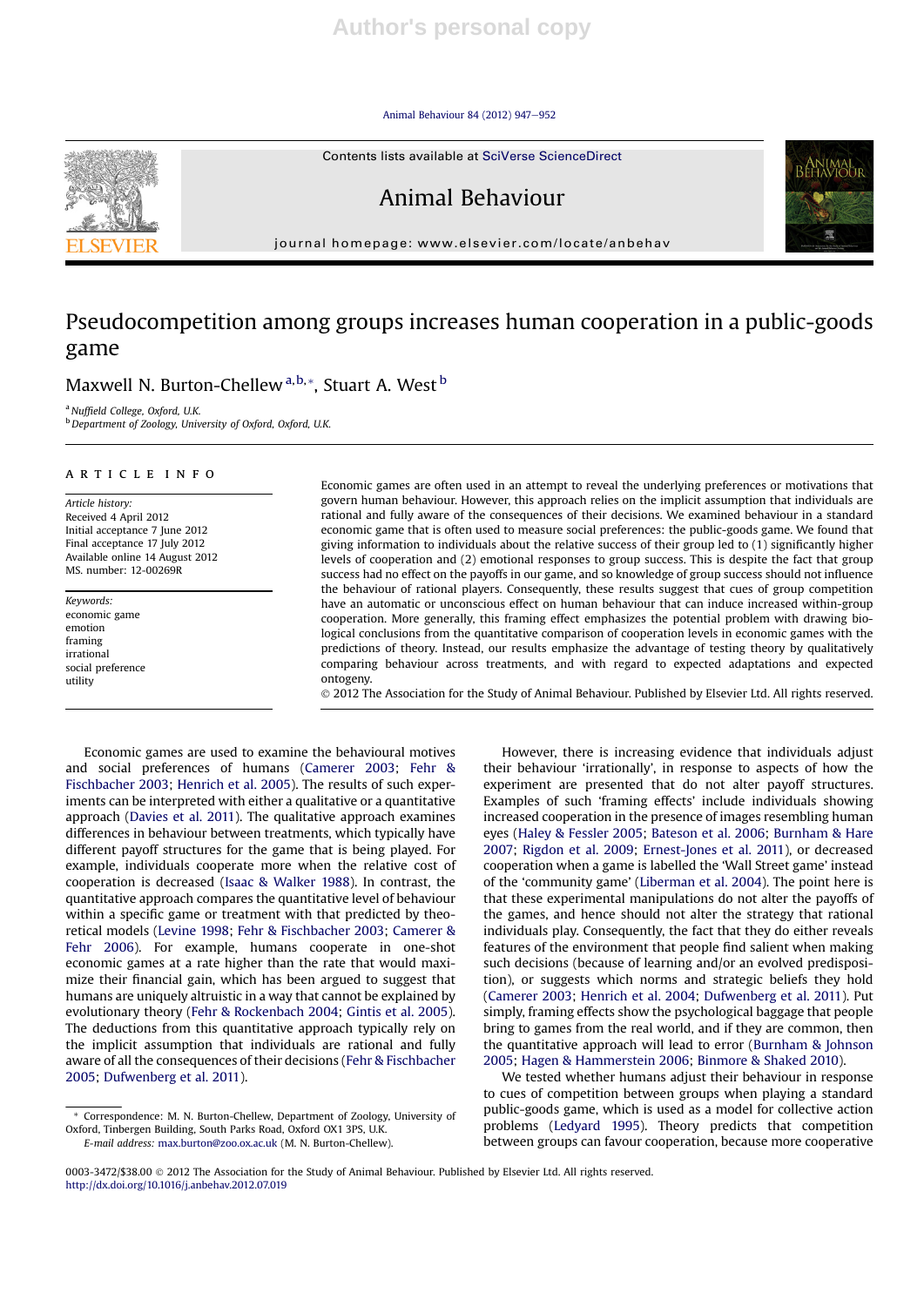# Pseudocompetition among groups increases human cooperation in a public-goods game

Maxwell N. Burton-Chellew [a,b,*], Stuart A. West [b]

[a] Nuffield College, Oxford, U.K.
[b] Department of Zoology, University of Oxford, Oxford, U.K.

## ARTICLE INFO

*Article history:*
Received 4 April 2012
Initial acceptance 7 June 2012
Final acceptance 17 July 2012
Available online 14 August 2012
MS. number: 12-00269R

*Keywords:*
economic game
emotion
framing
irrational
social preference
utility

Economic games are often used in an attempt to reveal the underlying preferences or motivations that govern human behaviour. However, this approach relies on the implicit assumption that individuals are rational and fully aware of the consequences of their decisions. We examined behaviour in a standard economic game that is often used to measure social preferences: the public-goods game. We found that giving information to individuals about the relative success of their group led to (1) significantly higher levels of cooperation and (2) emotional responses to group success. This is despite the fact that group success had no effect on the payoffs in our game, and so knowledge of group success should not influence the behaviour of rational players. Consequently, these results suggest that cues of group competition have an automatic or unconscious effect on human behaviour that can induce increased within-group cooperation. More generally, this framing effect emphasizes the potential problem with drawing biological conclusions from the quantitative comparison of cooperation levels in economic games with the predictions of theory. Instead, our results emphasize the advantage of testing theory by qualitatively comparing behaviour across treatments, and with regard to expected adaptations and expected ontogeny.

© 2012 The Association for the Study of Animal Behaviour. Published by Elsevier Ltd. All rights reserved.

Economic games are used to examine the behavioural motives and social preferences of humans (Camerer 2003; Fehr & Fischbacher 2003; Henrich et al. 2005). The results of such experiments can be interpreted with either a qualitative or a quantitative approach (Davies et al. 2011). The qualitative approach examines differences in behaviour between treatments, which typically have different payoff structures for the game that is being played. For example, individuals cooperate more when the relative cost of cooperation is decreased (Isaac & Walker 1988). In contrast, the quantitative approach compares the quantitative level of behaviour within a specific game or treatment with that predicted by theoretical models (Levine 1998; Fehr & Fischbacher 2003; Camerer & Fehr 2006). For example, humans cooperate in one-shot economic games at a rate higher than the rate that would maximize their financial gain, which has been argued to suggest that humans are uniquely altruistic in a way that cannot be explained by evolutionary theory (Fehr & Rockenbach 2004; Gintis et al. 2005). The deductions from this quantitative approach typically rely on the implicit assumption that individuals are rational and fully aware of all the consequences of their decisions (Fehr & Fischbacher 2005; Dufwenberg et al. 2011).

However, there is increasing evidence that individuals adjust their behaviour 'irrationally', in response to aspects of how the experiment are presented that do not alter payoff structures. Examples of such 'framing effects' include individuals showing increased cooperation in the presence of images resembling human eyes (Haley & Fessler 2005; Bateson et al. 2006; Burnham & Hare 2007; Rigdon et al. 2009; Ernest-Jones et al. 2011), or decreased cooperation when a game is labelled the 'Wall Street game' instead of the 'community game' (Liberman et al. 2004). The point here is that these experimental manipulations do not alter the payoffs of the games, and hence should not alter the strategy that rational individuals play. Consequently, the fact that they do either reveals features of the environment that people find salient when making such decisions (because of learning and/or an evolved predisposition), or suggests which norms and strategic beliefs they hold (Camerer 2003; Henrich et al. 2004; Dufwenberg et al. 2011). Put simply, framing effects show the psychological baggage that people bring to games from the real world, and if they are common, then the quantitative approach will lead to error (Burnham & Johnson 2005; Hagen & Hammerstein 2006; Binmore & Shaked 2010).

We tested whether humans adjust their behaviour in response to cues of competition between groups when playing a standard public-goods game, which is used as a model for collective action problems (Ledyard 1995). Theory predicts that competition between groups can favour cooperation, because more cooperative

* Correspondence: M. N. Burton-Chellew, Department of Zoology, University of Oxford, Tinbergen Building, South Parks Road, Oxford OX1 3PS, U.K.
E-mail address: max.burton@zoo.ox.ac.uk (M. N. Burton-Chellew).

0003-3472/$38.00 © 2012 The Association for the Study of Animal Behaviour. Published by Elsevier Ltd. All rights reserved.
http://dx.doi.org/10.1016/j.anbehav.2012.07.019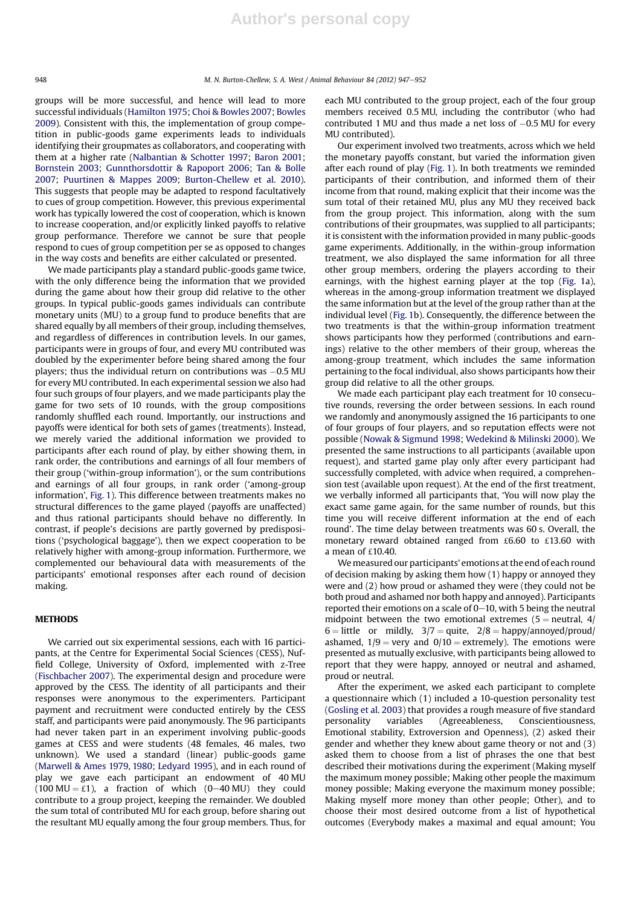groups will be more successful, and hence will lead to more successful individuals (Hamilton 1975; Choi & Bowles 2007; Bowles 2009). Consistent with this, the implementation of group competition in public-goods game experiments leads to individuals identifying their groupmates as collaborators, and cooperating with them at a higher rate (Nalbantian & Schotter 1997; Baron 2001; Bornstein 2003; Gunnthorsdottir & Rapoport 2006; Tan & Bolle 2007; Puurtinen & Mappes 2009; Burton-Chellew et al. 2010). This suggests that people may be adapted to respond facultatively to cues of group competition. However, this previous experimental work has typically lowered the cost of cooperation, which is known to increase cooperation, and/or explicitly linked payoffs to relative group performance. Therefore we cannot be sure that people respond to cues of group competition per se as opposed to changes in the way costs and benefits are either calculated or presented.

We made participants play a standard public-goods game twice, with the only difference being the information that we provided during the game about how their group did relative to the other groups. In typical public-goods games individuals can contribute monetary units (MU) to a group fund to produce benefits that are shared equally by all members of their group, including themselves, and regardless of differences in contribution levels. In our games, participants were in groups of four, and every MU contributed was doubled by the experimenter before being shared among the four players; thus the individual return on contributions was −0.5 MU for every MU contributed. In each experimental session we also had four such groups of four players, and we made participants play the game for two sets of 10 rounds, with the group compositions randomly shuffled each round. Importantly, our instructions and payoffs were identical for both sets of games (treatments). Instead, we merely varied the additional information we provided to participants after each round of play, by either showing them, in rank order, the contributions and earnings of all four members of their group ('within-group information'), or the sum contributions and earnings of all four groups, in rank order ('among-group information', Fig. 1). This difference between treatments makes no structural differences to the game played (payoffs are unaffected) and thus rational participants should behave no differently. In contrast, if people's decisions are partly governed by predispositions ('psychological baggage'), then we expect cooperation to be relatively higher with among-group information. Furthermore, we complemented our behavioural data with measurements of the participants' emotional responses after each round of decision making.

## METHODS

We carried out six experimental sessions, each with 16 participants, at the Centre for Experimental Social Sciences (CESS), Nuffield College, University of Oxford, implemented with z-Tree (Fischbacher 2007). The experimental design and procedure were approved by the CESS. The identity of all participants and their responses were anonymous to the experimenters. Participant payment and recruitment were conducted entirely by the CESS staff, and participants were paid anonymously. The 96 participants had never taken part in an experiment involving public-goods games at CESS and were students (48 females, 46 males, two unknown). We used a standard (linear) public-goods game (Marwell & Ames 1979, 1980; Ledyard 1995), and in each round of play we gave each participant an endowment of 40 MU (100 MU = £1), a fraction of which (0−40 MU) they could contribute to a group project, keeping the remainder. We doubled the sum total of contributed MU for each group, before sharing out the resultant MU equally among the four group members. Thus, for each MU contributed to the group project, each of the four group members received 0.5 MU, including the contributor (who had contributed 1 MU and thus made a net loss of −0.5 MU for every MU contributed).

Our experiment involved two treatments, across which we held the monetary payoffs constant, but varied the information given after each round of play (Fig. 1). In both treatments we reminded participants of their contribution, and informed them of their income from that round, making explicit that their income was the sum total of their retained MU, plus any MU they received back from the group project. This information, along with the sum contributions of their groupmates, was supplied to all participants; it is consistent with the information provided in many public-goods game experiments. Additionally, in the within-group information treatment, we also displayed the same information for all three other group members, ordering the players according to their earnings, with the highest earning player at the top (Fig. 1a), whereas in the among-group information treatment we displayed the same information but at the level of the group rather than at the individual level (Fig. 1b). Consequently, the difference between the two treatments is that the within-group information treatment shows participants how they performed (contributions and earnings) relative to the other members of their group, whereas the among-group treatment, which includes the same information pertaining to the focal individual, also shows participants how their group did relative to all the other groups.

We made each participant play each treatment for 10 consecutive rounds, reversing the order between sessions. In each round we randomly and anonymously assigned the 16 participants to one of four groups of four players, and so reputation effects were not possible (Nowak & Sigmund 1998; Wedekind & Milinski 2000). We presented the same instructions to all participants (available upon request), and started game play only after every participant had successfully completed, with advice when required, a comprehension test (available upon request). At the end of the first treatment, we verbally informed all participants that, 'You will now play the exact same game again, for the same number of rounds, but this time you will receive different information at the end of each round'. The time delay between treatments was 60 s. Overall, the monetary reward obtained ranged from £6.60 to £13.60 with a mean of £10.40.

We measured our participants' emotions at the end of each round of decision making by asking them how (1) happy or annoyed they were and (2) how proud or ashamed they were (they could not be both proud and ashamed nor both happy and annoyed). Participants reported their emotions on a scale of 0−10, with 5 being the neutral midpoint between the two emotional extremes (5 = neutral, 4/6 = little or mildly, 3/7 = quite, 2/8 = happy/annoyed/proud/ashamed, 1/9 = very and 0/10 = extremely). The emotions were presented as mutually exclusive, with participants being allowed to report that they were happy, annoyed or neutral and ashamed, proud or neutral.

After the experiment, we asked each participant to complete a questionnaire which (1) included a 10-question personality test (Gosling et al. 2003) that provides a rough measure of five standard personality variables (Agreeableness, Conscientiousness, Emotional stability, Extroversion and Openness), (2) asked their gender and whether they knew about game theory or not and (3) asked them to choose from a list of phrases the one that best described their motivations during the experiment (Making myself the maximum money possible; Making other people the maximum money possible; Making everyone the maximum money possible; Making myself more money than other people; Other), and to choose their most desired outcome from a list of hypothetical outcomes (Everybody makes a maximal and equal amount; You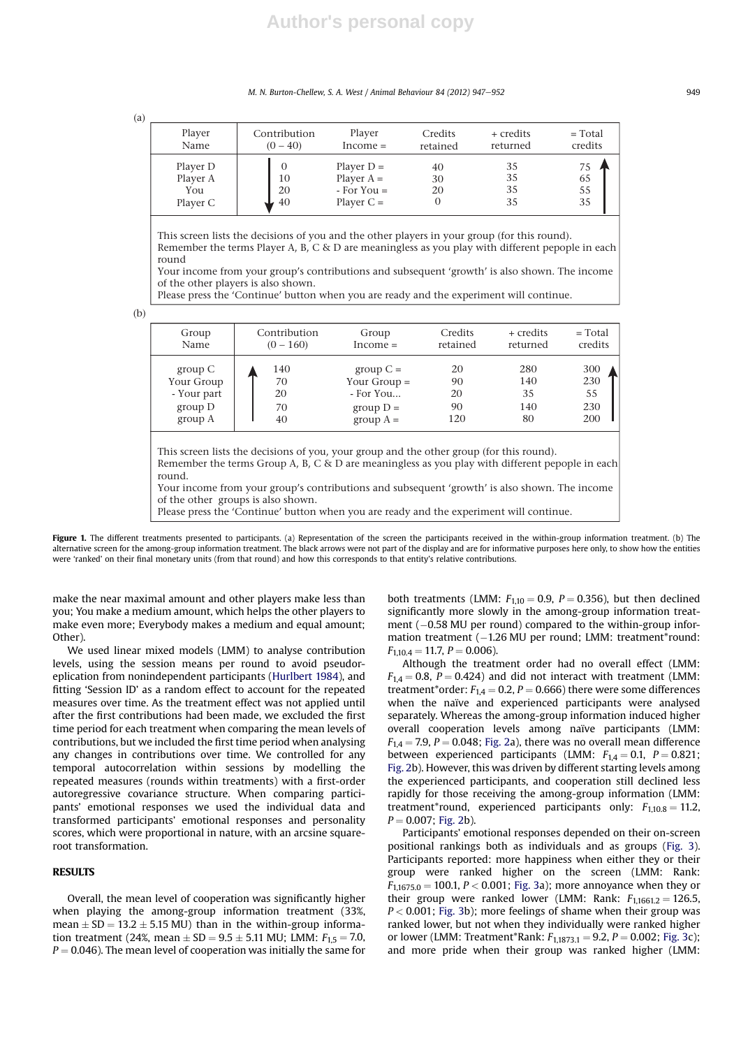(a)

| Player Name | Contribution (0 – 40) | Player Income = | Credits retained | + credits returned | = Total credits |
|---|---|---|---|---|---|
| Player D | 0 | Player D = | 40 | 35 | 75 |
| Player A | 10 | Player A = | 30 | 35 | 65 |
| You | 20 | - For You = | 20 | 35 | 55 |
| Player C | 40 | Player C = | 0 | 35 | 35 |

This screen lists the decisions of you and the other players in your group (for this round).
Remember the terms Player A, B, C & D are meaningless as you play with different pepople in each round
Your income from your group's contributions and subsequent 'growth' is also shown. The income of the other players is also shown.
Please press the 'Continue' button when you are ready and the experiment will continue.

(b)

| Group Name | Contribution (0 – 160) | Group Income = | Credits retained | + credits returned | = Total credits |
|---|---|---|---|---|---|
| group C | 140 | group C = | 20 | 280 | 300 |
| Your Group | 70 | Your Group = | 90 | 140 | 230 |
| - Your part | 20 | - For You... | 20 | 35 | 55 |
| group D | 70 | group D = | 90 | 140 | 230 |
| group A | 40 | group A = | 120 | 80 | 200 |

This screen lists the decisions of you, your group and the other group (for this round).
Remember the terms Group A, B, C & D are meaningless as you play with different pepople in each round.
Your income from your group's contributions and subsequent 'growth' is also shown. The income of the other groups is also shown.
Please press the 'Continue' button when you are ready and the experiment will continue.

**Figure 1.** The different treatments presented to participants. (a) Representation of the screen the participants received in the within-group information treatment. (b) The alternative screen for the among-group information treatment. The black arrows were not part of the display and are for informative purposes here only, to show how the entities were 'ranked' on their final monetary units (from that round) and how this corresponds to that entity's relative contributions.

make the near maximal amount and other players make less than you; You make a medium amount, which helps the other players to make even more; Everybody makes a medium and equal amount; Other).

We used linear mixed models (LMM) to analyse contribution levels, using the session means per round to avoid pseudoreplication from nonindependent participants (Hurlbert 1984), and fitting 'Session ID' as a random effect to account for the repeated measures over time. As the treatment effect was not applied until after the first contributions had been made, we excluded the first time period for each treatment when comparing the mean levels of contributions, but we included the first time period when analysing any changes in contributions over time. We controlled for any temporal autocorrelation within sessions by modelling the repeated measures (rounds within treatments) with a first-order autoregressive covariance structure. When comparing participants' emotional responses we used the individual data and transformed participants' emotional responses and personality scores, which were proportional in nature, with an arcsine square-root transformation.

## RESULTS

Overall, the mean level of cooperation was significantly higher when playing the among-group information treatment (33%, mean ± SD = 13.2 ± 5.15 MU) than in the within-group information treatment (24%, mean ± SD = 9.5 ± 5.11 MU; LMM: $F_{1,5} = 7.0$, $P = 0.046$). The mean level of cooperation was initially the same for both treatments (LMM: $F_{1,10} = 0.9$, $P = 0.356$), but then declined significantly more slowly in the among-group information treatment (−0.58 MU per round) compared to the within-group information treatment (−1.26 MU per round; LMM: treatment*round: $F_{1,10.4} = 11.7$, $P = 0.006$).

Although the treatment order had no overall effect (LMM: $F_{1,4} = 0.8$, $P = 0.424$) and did not interact with treatment (LMM: treatment*order: $F_{1,4} = 0.2$, $P = 0.666$) there were some differences when the naïve and experienced participants were analysed separately. Whereas the among-group information induced higher overall cooperation levels among naïve participants (LMM: $F_{1,4} = 7.9$, $P = 0.048$; Fig. 2a), there was no overall mean difference between experienced participants (LMM: $F_{1,4} = 0.1$, $P = 0.821$; Fig. 2b). However, this was driven by different starting levels among the experienced participants, and cooperation still declined less rapidly for those receiving the among-group information (LMM: treatment*round, experienced participants only: $F_{1,10.8} = 11.2$, $P = 0.007$; Fig. 2b).

Participants' emotional responses depended on their on-screen positional rankings both as individuals and as groups (Fig. 3). Participants reported: more happiness when either they or their group were ranked higher on the screen (LMM: Rank: $F_{1,1675.0} = 100.1$, $P < 0.001$; Fig. 3a); more annoyance when they or their group were ranked lower (LMM: Rank: $F_{1,1661.2} = 126.5$, $P < 0.001$; Fig. 3b); more feelings of shame when their group was ranked lower, but not when they individually were ranked higher or lower (LMM: Treatment*Rank: $F_{1,1873.1} = 9.2$, $P = 0.002$; Fig. 3c); and more pride when their group was ranked higher (LMM: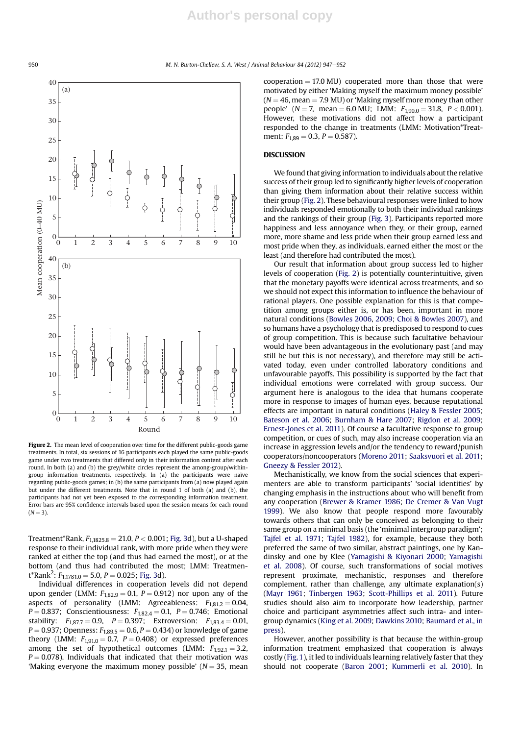Figure 2. The mean level of cooperation over time for the different public-goods game treatments. In total, six sessions of 16 participants each played the same public-goods game under two treatments that differed only in their information content after each round. In both (a) and (b) the grey/white circles represent the among-group/within-group information treatments, respectively. In (a) the participants were naïve regarding public-goods games; in (b) the same participants from (a) now played again but under the different treatments. Note that in round 1 of both (a) and (b), the participants had not yet been exposed to the corresponding information treatment. Error bars are 95% confidence intervals based upon the session means for each round ($N = 3$).

Treatment*Rank, $F_{1,1825.8} = 21.0$, $P < 0.001$; Fig. 3d), but a U-shaped response to their individual rank, with more pride when they were ranked at either the top (and thus had earned the most), or at the bottom (and thus had contributed the most; LMM: Treatment*Rank$^2$: $F_{1,1781.0} = 5.0$, $P = 0.025$; Fig. 3d).

Individual differences in cooperation levels did not depend upon gender (LMM: $F_{1,82.9} = 0.1$, $P = 0.912$) nor upon any of the aspects of personality (LMM: Agreeableness: $F_{1,81.2} = 0.04$, $P = 0.837$; Conscientiousness: $F_{1,82.4} = 0.1$, $P = 0.746$; Emotional stability: $F_{1,87.7} = 0.9$, $P = 0.397$; Extroversion: $F_{1,83.4} = 0.01$, $P = 0.937$; Openness: $F_{1,89.5} = 0.6$, $P = 0.434$) or knowledge of game theory (LMM: $F_{1,91.0} = 0.7$, $P = 0.408$) or expressed preferences among the set of hypothetical outcomes (LMM: $F_{1,92.1} = 3.2$, $P = 0.078$). Individuals that indicated that their motivation was 'Making everyone the maximum money possible' ($N = 35$, mean cooperation = 17.0 MU) cooperated more than those that were motivated by either 'Making myself the maximum money possible' ($N = 46$, mean = 7.9 MU) or 'Making myself more money than other people' ($N = 7$, mean = 6.0 MU; LMM: $F_{1,90.0} = 31.8$, $P < 0.001$). However, these motivations did not affect how a participant responded to the change in treatments (LMM: Motivation*Treatment: $F_{1,89} = 0.3$, $P = 0.587$).

## DISCUSSION

We found that giving information to individuals about the relative success of their group led to significantly higher levels of cooperation than giving them information about their relative success within their group (Fig. 2). These behavioural responses were linked to how individuals responded emotionally to both their individual rankings and the rankings of their group (Fig. 3). Participants reported more happiness and less annoyance when they, or their group, earned more, more shame and less pride when their group earned less and most pride when they, as individuals, earned either the most or the least (and therefore had contributed the most).

Our result that information about group success led to higher levels of cooperation (Fig. 2) is potentially counterintuitive, given that the monetary payoffs were identical across treatments, and so we should not expect this information to influence the behaviour of rational players. One possible explanation for this is that competition among groups either is, or has been, important in more natural conditions (Bowles 2006, 2009; Choi & Bowles 2007), and so humans have a psychology that is predisposed to respond to cues of group competition. This is because such facultative behaviour would have been advantageous in the evolutionary past (and may still be but this is not necessary), and therefore may still be activated today, even under controlled laboratory conditions and unfavourable payoffs. This possibility is supported by the fact that individual emotions were correlated with group success. Our argument here is analogous to the idea that humans cooperate more in response to images of human eyes, because reputational effects are important in natural conditions (Haley & Fessler 2005; Bateson et al. 2006; Burnham & Hare 2007; Rigdon et al. 2009; Ernest-Jones et al. 2011). Of course a facultative response to group competition, or cues of such, may also increase cooperation via an increase in aggression levels and/or the tendency to reward/punish cooperators/noncooperators (Moreno 2011; Saaksvuori et al. 2011; Gneezy & Fessler 2012).

Mechanistically, we know from the social sciences that experimenters are able to transform participants' 'social identities' by changing emphasis in the instructions about who will benefit from any cooperation (Brewer & Kramer 1986; De Cremer & Van Vugt 1999). We also know that people respond more favourably towards others that can only be conceived as belonging to their same group on a minimal basis (the 'minimal intergroup paradigm'; Tajfel et al. 1971; Tajfel 1982), for example, because they both preferred the same of two similar, abstract paintings, one by Kandinsky and one by Klee (Yamagishi & Kiyonari 2000; Yamagishi et al. 2008). Of course, such transformations of social motives represent proximate, mechanistic, responses and therefore complement, rather than challenge, any ultimate explanation(s) (Mayr 1961; Tinbergen 1963; Scott-Phillips et al. 2011). Future studies should also aim to incorporate how leadership, partner choice and participant asymmetries affect such intra- and intergroup dynamics (King et al. 2009; Dawkins 2010; Baumard et al., in press).

However, another possibility is that because the within-group information treatment emphasized that cooperation is always costly (Fig. 1), it led to individuals learning relatively faster that they should not cooperate (Baron 2001; Kummerli et al. 2010). In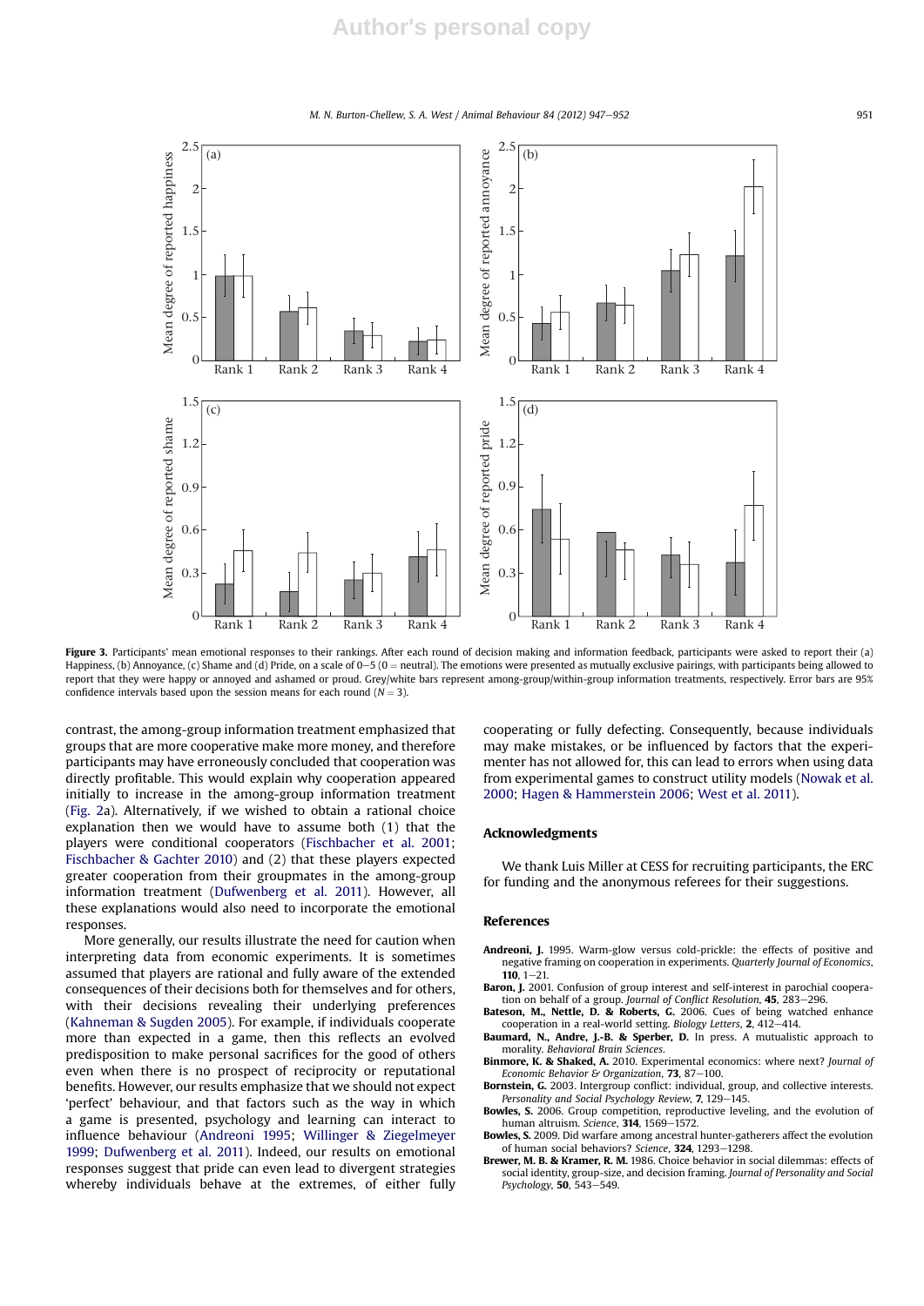**Figure 3.** Participants' mean emotional responses to their rankings. After each round of decision making and information feedback, participants were asked to report their (a) Happiness, (b) Annoyance, (c) Shame and (d) Pride, on a scale of 0–5 (0 = neutral). The emotions were presented as mutually exclusive pairings, with participants being allowed to report that they were happy or annoyed and ashamed or proud. Grey/white bars represent among-group/within-group information treatments, respectively. Error bars are 95% confidence intervals based upon the session means for each round ($N = 3$).

contrast, the among-group information treatment emphasized that groups that are more cooperative make more money, and therefore participants may have erroneously concluded that cooperation was directly profitable. This would explain why cooperation appeared initially to increase in the among-group information treatment (Fig. 2a). Alternatively, if we wished to obtain a rational choice explanation then we would have to assume both (1) that the players were conditional cooperators (Fischbacher et al. 2001; Fischbacher & Gachter 2010) and (2) that these players expected greater cooperation from their groupmates in the among-group information treatment (Dufwenberg et al. 2011). However, all these explanations would also need to incorporate the emotional responses.

More generally, our results illustrate the need for caution when interpreting data from economic experiments. It is sometimes assumed that players are rational and fully aware of the extended consequences of their decisions both for themselves and for others, with their decisions revealing their underlying preferences (Kahneman & Sugden 2005). For example, if individuals cooperate more than expected in a game, then this reflects an evolved predisposition to make personal sacrifices for the good of others even when there is no prospect of reciprocity or reputational benefits. However, our results emphasize that we should not expect 'perfect' behaviour, and that factors such as the way in which a game is presented, psychology and learning can interact to influence behaviour (Andreoni 1995; Willinger & Ziegelmeyer 1999; Dufwenberg et al. 2011). Indeed, our results on emotional responses suggest that pride can even lead to divergent strategies whereby individuals behave at the extremes, of either fully cooperating or fully defecting. Consequently, because individuals may make mistakes, or be influenced by factors that the experimenter has not allowed for, this can lead to errors when using data from experimental games to construct utility models (Nowak et al. 2000; Hagen & Hammerstein 2006; West et al. 2011).

## Acknowledgments

We thank Luis Miller at CESS for recruiting participants, the ERC for funding and the anonymous referees for their suggestions.

## References

**Andreoni, J.** 1995. Warm-glow versus cold-prickle: the effects of positive and negative framing on cooperation in experiments. *Quarterly Journal of Economics*, **110**, 1–21.

**Baron, J.** 2001. Confusion of group interest and self-interest in parochial cooperation on behalf of a group. *Journal of Conflict Resolution*, **45**, 283–296.

**Bateson, M., Nettle, D. & Roberts, G.** 2006. Cues of being watched enhance cooperation in a real-world setting. *Biology Letters*, **2**, 412–414.

**Baumard, N., Andre, J.-B. & Sperber, D.** In press. A mutualistic approach to morality. *Behavioral Brain Sciences*.

**Binmore, K. & Shaked, A.** 2010. Experimental economics: where next? *Journal of Economic Behavior & Organization*, **73**, 87–100.

**Bornstein, G.** 2003. Intergroup conflict: individual, group, and collective interests. *Personality and Social Psychology Review*, **7**, 129–145.

**Bowles, S.** 2006. Group competition, reproductive leveling, and the evolution of human altruism. *Science*, **314**, 1569–1572.

**Bowles, S.** 2009. Did warfare among ancestral hunter-gatherers affect the evolution of human social behaviors? *Science*, **324**, 1293–1298.

**Brewer, M. B. & Kramer, R. M.** 1986. Choice behavior in social dilemmas: effects of social identity, group-size, and decision framing. *Journal of Personality and Social Psychology*, **50**, 543–549.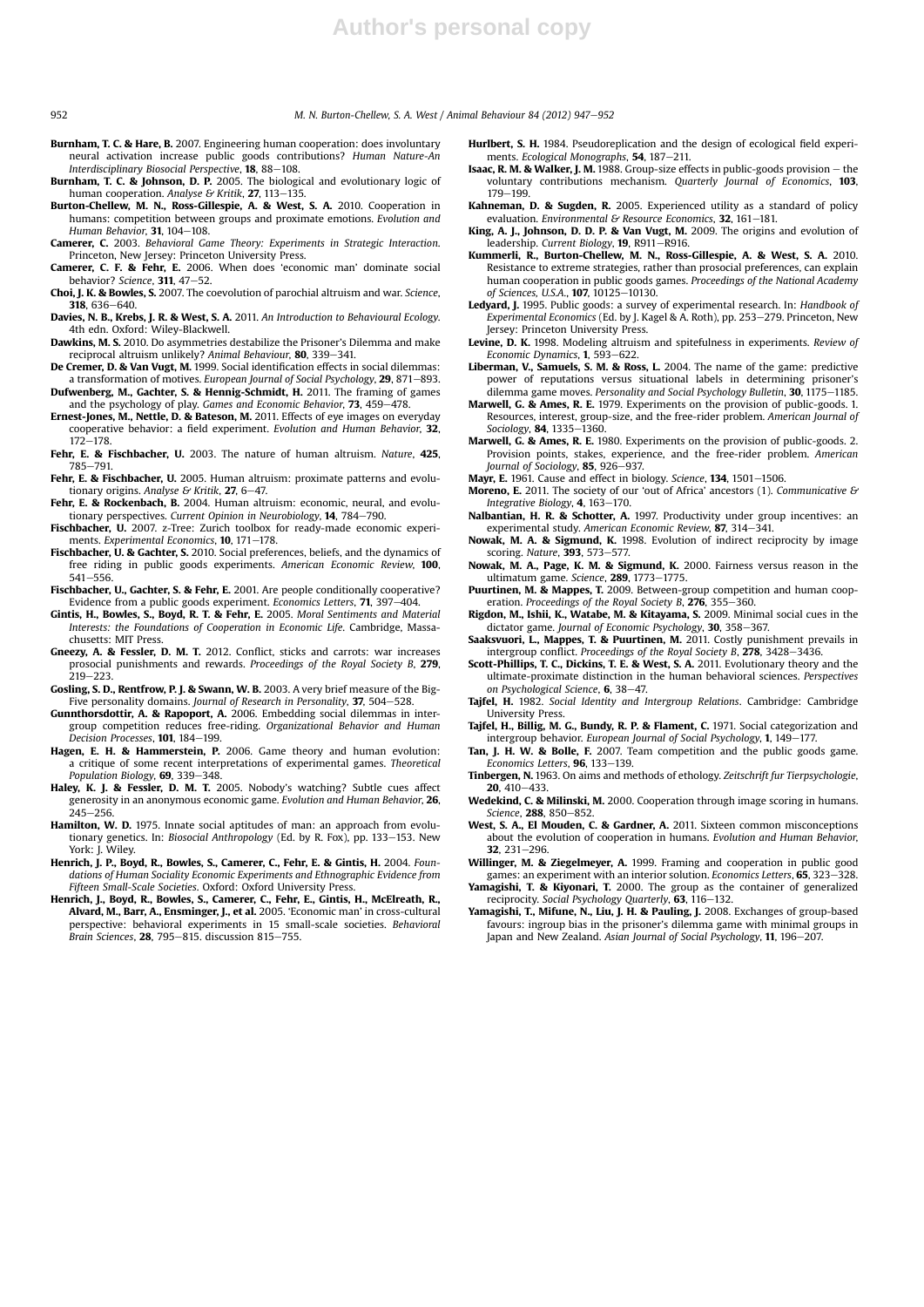**Burnham, T. C. & Hare, B.** 2007. Engineering human cooperation: does involuntary neural activation increase public goods contributions? *Human Nature-An Interdisciplinary Biosocial Perspective*, **18**, 88–108.

**Burnham, T. C. & Johnson, D. P.** 2005. The biological and evolutionary logic of human cooperation. *Analyse & Kritik*, **27**, 113–135.

**Burton-Chellew, M. N., Ross-Gillespie, A. & West, S. A.** 2010. Cooperation in humans: competition between groups and proximate emotions. *Evolution and Human Behavior*, **31**, 104–108.

**Camerer, C.** 2003. *Behavioral Game Theory: Experiments in Strategic Interaction*. Princeton, New Jersey: Princeton University Press.

**Camerer, C. F. & Fehr, E.** 2006. When does 'economic man' dominate social behavior? *Science*, **311**, 47–52.

**Choi, J. K. & Bowles, S.** 2007. The coevolution of parochial altruism and war. *Science*, **318**, 636–640.

**Davies, N. B., Krebs, J. R. & West, S. A.** 2011. *An Introduction to Behavioural Ecology*. 4th edn. Oxford: Wiley-Blackwell.

**Dawkins, M. S.** 2010. Do asymmetries destabilize the Prisoner's Dilemma and make reciprocal altruism unlikely? *Animal Behaviour*, **80**, 339–341.

**De Cremer, D. & Van Vugt, M.** 1999. Social identification effects in social dilemmas: a transformation of motives. *European Journal of Social Psychology*, **29**, 871–893.

**Dufwenberg, M., Gachter, S. & Hennig-Schmidt, H.** 2011. The framing of games and the psychology of play. *Games and Economic Behavior*, **73**, 459–478.

**Ernest-Jones, M., Nettle, D. & Bateson, M.** 2011. Effects of eye images on everyday cooperative behavior: a field experiment. *Evolution and Human Behavior*, **32**, 172–178.

**Fehr, E. & Fischbacher, U.** 2003. The nature of human altruism. *Nature*, **425**, 785–791.

**Fehr, E. & Fischbacher, U.** 2005. Human altruism: proximate patterns and evolutionary origins. *Analyse & Kritik*, **27**, 6–47.

**Fehr, E. & Rockenbach, B.** 2004. Human altruism: economic, neural, and evolutionary perspectives. *Current Opinion in Neurobiology*, **14**, 784–790.

**Fischbacher, U.** 2007. z-Tree: Zurich toolbox for ready-made economic experiments. *Experimental Economics*, **10**, 171–178.

**Fischbacher, U. & Gachter, S.** 2010. Social preferences, beliefs, and the dynamics of free riding in public goods experiments. *American Economic Review*, **100**, 541–556.

**Fischbacher, U., Gachter, S. & Fehr, E.** 2001. Are people conditionally cooperative? Evidence from a public goods experiment. *Economics Letters*, **71**, 397–404.

**Gintis, H., Bowles, S., Boyd, R. T. & Fehr, E.** 2005. *Moral Sentiments and Material Interests: the Foundations of Cooperation in Economic Life*. Cambridge, Massachusetts: MIT Press.

**Gneezy, A. & Fessler, D. M. T.** 2012. Conflict, sticks and carrots: war increases prosocial punishments and rewards. *Proceedings of the Royal Society B*, **279**, 219–223.

**Gosling, S. D., Rentfrow, P. J. & Swann, W. B.** 2003. A very brief measure of the Big-Five personality domains. *Journal of Research in Personality*, **37**, 504–528.

**Gunnthorsdottir, A. & Rapoport, A.** 2006. Embedding social dilemmas in intergroup competition reduces free-riding. *Organizational Behavior and Human Decision Processes*, **101**, 184–199.

**Hagen, E. H. & Hammerstein, P.** 2006. Game theory and human evolution: a critique of some recent interpretations of experimental games. *Theoretical Population Biology*, **69**, 339–348.

**Haley, K. J. & Fessler, D. M. T.** 2005. Nobody's watching? Subtle cues affect generosity in an anonymous economic game. *Evolution and Human Behavior*, **26**, 245–256.

**Hamilton, W. D.** 1975. Innate social aptitudes of man: an approach from evolutionary genetics. In: *Biosocial Anthropology* (Ed. by R. Fox), pp. 133–153. New York: J. Wiley.

**Henrich, J. P., Boyd, R., Bowles, S., Camerer, C., Fehr, E. & Gintis, H.** 2004. *Foundations of Human Sociality Economic Experiments and Ethnographic Evidence from Fifteen Small-Scale Societies*. Oxford: Oxford University Press.

**Henrich, J., Boyd, R., Bowles, S., Camerer, C., Fehr, E., Gintis, H., McElreath, R., Alvard, M., Barr, A., Ensminger, J., et al.** 2005. 'Economic man' in cross-cultural perspective: behavioral experiments in 15 small-scale societies. *Behavioral Brain Sciences*, **28**, 795–815. discussion 815–755.

**Hurlbert, S. H.** 1984. Pseudoreplication and the design of ecological field experiments. *Ecological Monographs*, **54**, 187–211.

**Isaac, R. M. & Walker, J. M.** 1988. Group-size effects in public-goods provision – the voluntary contributions mechanism. *Quarterly Journal of Economics*, **103**, 179–199.

**Kahneman, D. & Sugden, R.** 2005. Experienced utility as a standard of policy evaluation. *Environmental & Resource Economics*, **32**, 161–181.

**King, A. J., Johnson, D. D. P. & Van Vugt, M.** 2009. The origins and evolution of leadership. *Current Biology*, **19**, R911–R916.

**Kummerli, R., Burton-Chellew, M. N., Ross-Gillespie, A. & West, S. A.** 2010. Resistance to extreme strategies, rather than prosocial preferences, can explain human cooperation in public goods games. *Proceedings of the National Academy of Sciences, U.S.A.*, **107**, 10125–10130.

**Ledyard, J.** 1995. Public goods: a survey of experimental research. In: *Handbook of Experimental Economics* (Ed. by J. Kagel & A. Roth), pp. 253–279. Princeton, New Jersey: Princeton University Press.

**Levine, D. K.** 1998. Modeling altruism and spitefulness in experiments. *Review of Economic Dynamics*, **1**, 593–622.

**Liberman, V., Samuels, S. M. & Ross, L.** 2004. The name of the game: predictive power of reputations versus situational labels in determining prisoner's dilemma game moves. *Personality and Social Psychology Bulletin*, **30**, 1175–1185.

**Marwell, G. & Ames, R. E.** 1979. Experiments on the provision of public-goods. 1. Resources, interest, group-size, and the free-rider problem. *American Journal of Sociology*, **84**, 1335–1360.

**Marwell, G. & Ames, R. E.** 1980. Experiments on the provision of public-goods. 2. Provision points, stakes, experience, and the free-rider problem. *American Journal of Sociology*, **85**, 926–937.

**Mayr, E.** 1961. Cause and effect in biology. *Science*, **134**, 1501–1506.

**Moreno, E.** 2011. The society of our 'out of Africa' ancestors (1). *Communicative & Integrative Biology*, **4**, 163–170.

**Nalbantian, H. R. & Schotter, A.** 1997. Productivity under group incentives: an experimental study. *American Economic Review*, **87**, 314–341.

**Nowak, M. A. & Sigmund, K.** 1998. Evolution of indirect reciprocity by image scoring. *Nature*, **393**, 573–577.

**Nowak, M. A., Page, K. M. & Sigmund, K.** 2000. Fairness versus reason in the ultimatum game. *Science*, **289**, 1773–1775.

**Puurtinen, M. & Mappes, T.** 2009. Between-group competition and human cooperation. *Proceedings of the Royal Society B*, **276**, 355–360.

**Rigdon, M., Ishii, K., Watabe, M. & Kitayama, S.** 2009. Minimal social cues in the dictator game. *Journal of Economic Psychology*, **30**, 358–367.

**Saaksvuori, L., Mappes, T. & Puurtinen, M.** 2011. Costly punishment prevails in intergroup conflict. *Proceedings of the Royal Society B*, **278**, 3428–3436.

**Scott-Phillips, T. C., Dickins, T. E. & West, S. A.** 2011. Evolutionary theory and the ultimate-proximate distinction in the human behavioral sciences. *Perspectives on Psychological Science*, **6**, 38–47.

**Tajfel, H.** 1982. *Social Identity and Intergroup Relations*. Cambridge: Cambridge University Press.

**Tajfel, H., Billig, M. G., Bundy, R. P. & Flament, C.** 1971. Social categorization and intergroup behavior. *European Journal of Social Psychology*, **1**, 149–177.

**Tan, J. H. W. & Bolle, F.** 2007. Team competition and the public goods game. *Economics Letters*, **96**, 133–139.

**Tinbergen, N.** 1963. On aims and methods of ethology. *Zeitschrift fur Tierpsychologie*, **20**, 410–433.

**Wedekind, C. & Milinski, M.** 2000. Cooperation through image scoring in humans. *Science*, **288**, 850–852.

**West, S. A., El Mouden, C. & Gardner, A.** 2011. Sixteen common misconceptions about the evolution of cooperation in humans. *Evolution and Human Behavior*, **32**, 231–296.

**Willinger, M. & Ziegelmeyer, A.** 1999. Framing and cooperation in public good games: an experiment with an interior solution. *Economics Letters*, **65**, 323–328.

**Yamagishi, T. & Kiyonari, T.** 2000. The group as the container of generalized reciprocity. *Social Psychology Quarterly*, **63**, 116–132.

**Yamagishi, T., Mifune, N., Liu, J. H. & Pauling, J.** 2008. Exchanges of group-based favours: ingroup bias in the prisoner's dilemma game with minimal groups in Japan and New Zealand. *Asian Journal of Social Psychology*, **11**, 196–207.